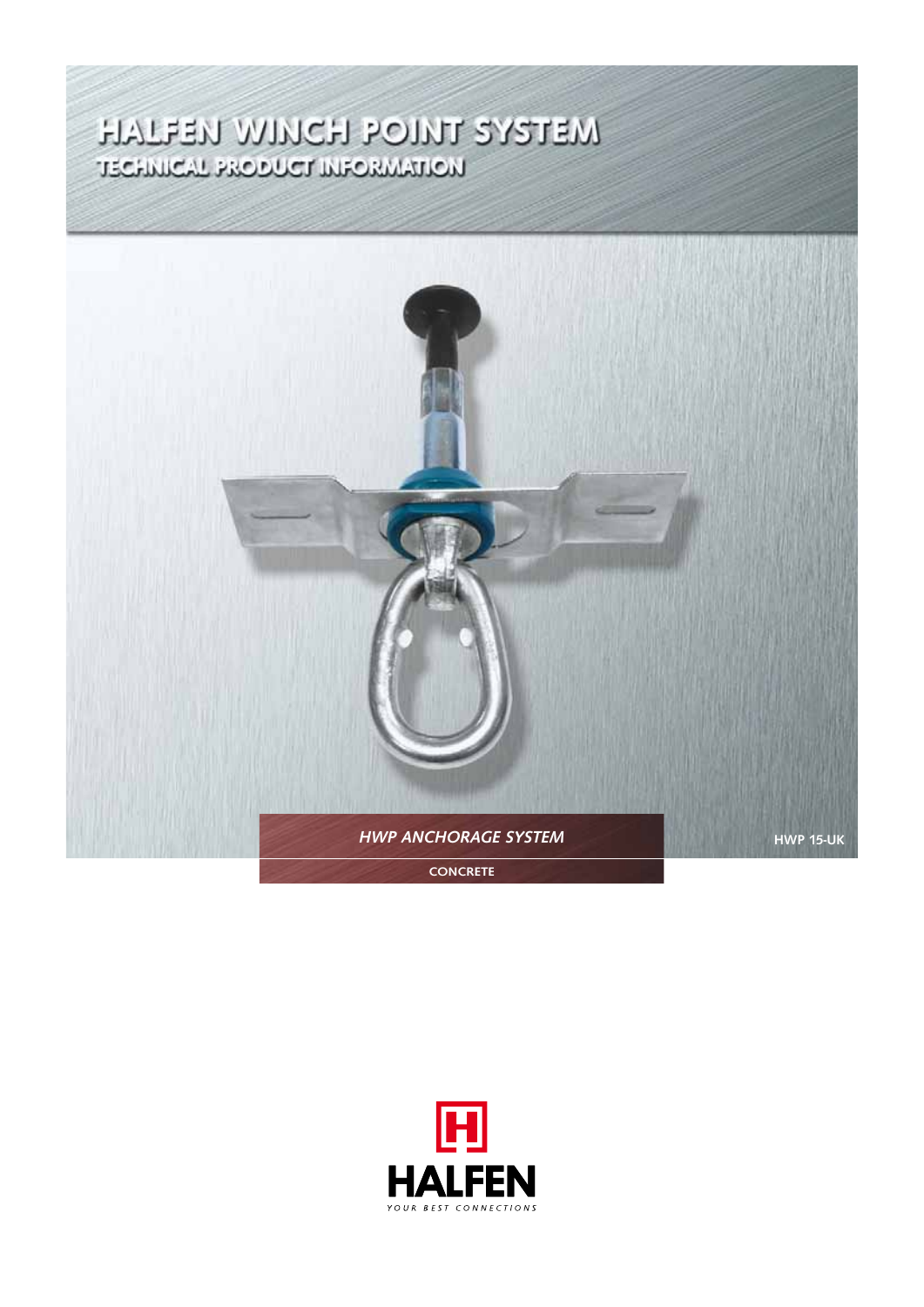# HALFEN WINCH POINT SYSTEM

## TECHNICAL PRODUCT INFORMATION

*HWP ANCHORAGE SYSTEM*

CONCRETE

HWP 15-UK

HALFEN

YOUR BEST CONNECTIONS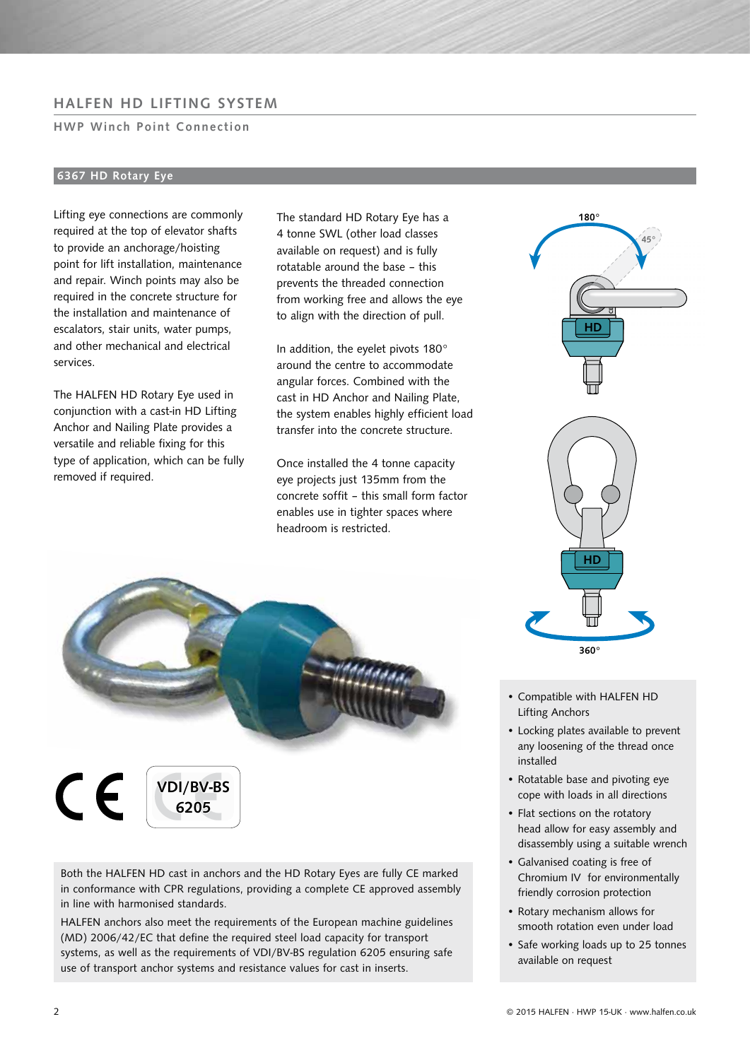## HALFEN HD LIFTING SYSTEM

### HWP Winch Point Connection

### 6367 HD Rotary Eye

Lifting eye connections are commonly required at the top of elevator shafts to provide an anchorage/hoisting point for lift installation, maintenance and repair. Winch points may also be required in the concrete structure for the installation and maintenance of escalators, stair units, water pumps, and other mechanical and electrical services.

The HALFEN HD Rotary Eye used in conjunction with a cast-in HD Lifting Anchor and Nailing Plate provides a versatile and reliable fixing for this type of application, which can be fully removed if required.

The standard HD Rotary Eye has a 4 tonne SWL (other load classes available on request) and is fully rotatable around the base – this prevents the threaded connection from working free and allows the eye to align with the direction of pull.

In addition, the eyelet pivots 180° around the centre to accommodate angular forces. Combined with the cast in HD Anchor and Nailing Plate, the system enables highly efficient load transfer into the concrete structure.

Once installed the 4 tonne capacity eye projects just 135mm from the concrete soffit – this small form factor enables use in tighter spaces where headroom is restricted.

180°
45°
HD
HD
360°

VDI/BV-BS 6205

Both the HALFEN HD cast in anchors and the HD Rotary Eyes are fully CE marked in conformance with CPR regulations, providing a complete CE approved assembly in line with harmonised standards.

HALFEN anchors also meet the requirements of the European machine guidelines (MD) 2006/42/EC that define the required steel load capacity for transport systems, as well as the requirements of VDI/BV-BS regulation 6205 ensuring safe use of transport anchor systems and resistance values for cast in inserts.

- Compatible with HALFEN HD Lifting Anchors
- Locking plates available to prevent any loosening of the thread once installed
- Rotatable base and pivoting eye cope with loads in all directions
- Flat sections on the rotatory head allow for easy assembly and disassembly using a suitable wrench
- Galvanised coating is free of Chromium IV for environmentally friendly corrosion protection
- Rotary mechanism allows for smooth rotation even under load
- Safe working loads up to 25 tonnes available on request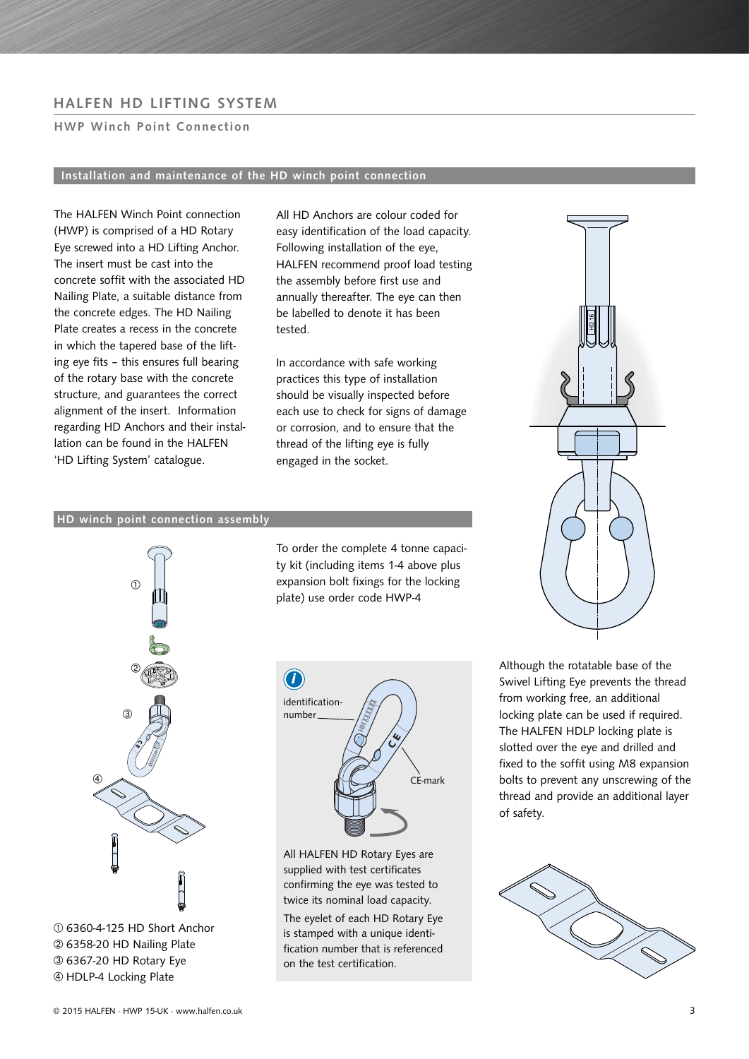# HALFEN HD LIFTING SYSTEM

## HWP Winch Point Connection

### Installation and maintenance of the HD winch point connection

The HALFEN Winch Point connection (HWP) is comprised of a HD Rotary Eye screwed into a HD Lifting Anchor. The insert must be cast into the concrete soffit with the associated HD Nailing Plate, a suitable distance from the concrete edges. The HD Nailing Plate creates a recess in the concrete in which the tapered base of the lifting eye fits – this ensures full bearing of the rotary base with the concrete structure, and guarantees the correct alignment of the insert. Information regarding HD Anchors and their installation can be found in the HALFEN 'HD Lifting System' catalogue.

All HD Anchors are colour coded for easy identification of the load capacity. Following installation of the eye, HALFEN recommend proof load testing the assembly before first use and annually thereafter. The eye can then be labelled to denote it has been tested.

In accordance with safe working practices this type of installation should be visually inspected before each use to check for signs of damage or corrosion, and to ensure that the thread of the lifting eye is fully engaged in the socket.

### HD winch point connection assembly

① 6360-4-125 HD Short Anchor
② 6358-20 HD Nailing Plate
③ 6367-20 HD Rotary Eye
④ HDLP-4 Locking Plate

To order the complete 4 tonne capacity kit (including items 1-4 above plus expansion bolt fixings for the locking plate) use order code HWP-4

identification-number

CE-mark

All HALFEN HD Rotary Eyes are supplied with test certificates confirming the eye was tested to twice its nominal load capacity.

The eyelet of each HD Rotary Eye is stamped with a unique identification number that is referenced on the test certification.

Although the rotatable base of the Swivel Lifting Eye prevents the thread from working free, an additional locking plate can be used if required. The HALFEN HDLP locking plate is slotted over the eye and drilled and fixed to the soffit using M8 expansion bolts to prevent any unscrewing of the thread and provide an additional layer of safety.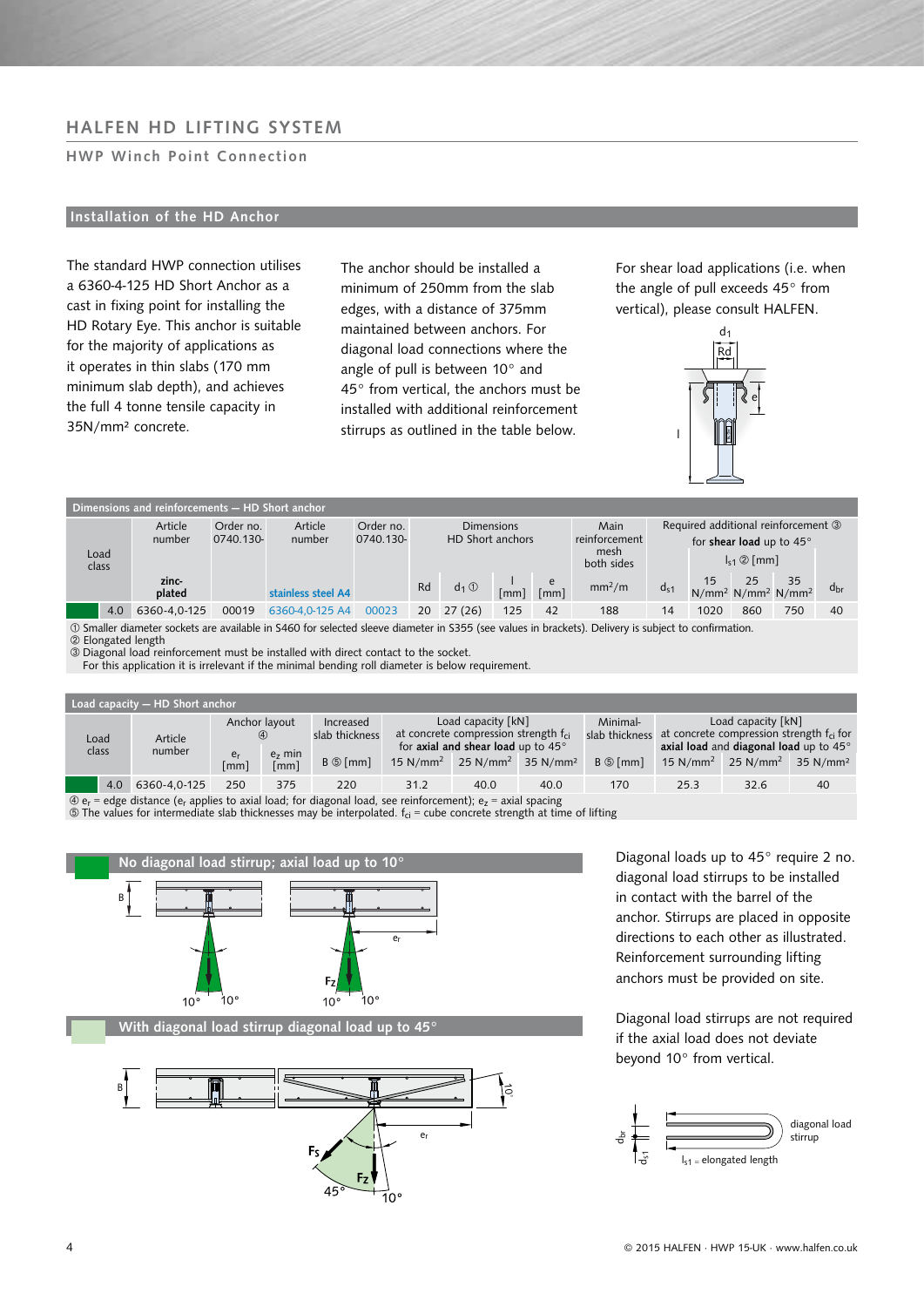# HALFEN HD LIFTING SYSTEM

## HWP Winch Point Connection

### Installation of the HD Anchor

The standard HWP connection utilises a 6360-4-125 HD Short Anchor as a cast in fixing point for installing the HD Rotary Eye. This anchor is suitable for the majority of applications as it operates in thin slabs (170 mm minimum slab depth), and achieves the full 4 tonne tensile capacity in 35N/mm² concrete.

The anchor should be installed a minimum of 250mm from the slab edges, with a distance of 375mm maintained between anchors. For diagonal load connections where the angle of pull is between 10° and 45° from vertical, the anchors must be installed with additional reinforcement stirrups as outlined in the table below.

For shear load applications (i.e. when the angle of pull exceeds 45° from vertical), please consult HALFEN.

**Dimensions and reinforcements — HD Short anchor**

| Load class | Article number zinc-plated | Order no. 0740.130- | Article number stainless steel A4 | Order no. 0740.130- | Dimensions HD Short anchors Rd | | | | Main reinforcement mesh both sides $mm^2/m$ | Required additional reinforcement ③ for shear load up to 45° | | | | |
|---|---|---|---|---|---|---|---|---|---|---|---|---|---|---|
| | | | | | Rd | $d_1$ ① | l [mm] | e [mm] | | $d_{s1}$ | $l_{s1}$ ② [mm] 15 $N/mm^2$ | 25 $N/mm^2$ | 35 $N/mm^2$ | $d_{br}$ |
| 4.0 | 6360-4,0-125 | 00019 | 6360-4,0-125 A4 | 00023 | 20 | 27 (26) | 125 | 42 | 188 | 14 | 1020 | 860 | 750 | 40 |

① Smaller diameter sockets are available in S460 for selected sleeve diameter in S355 (see values in brackets). Delivery is subject to confirmation.
② Elongated length
③ Diagonal load reinforcement must be installed with direct contact to the socket.
For this application it is irrelevant if the minimal bending roll diameter is below requirement.

**Load capacity — HD Short anchor**

| Load class | Article number | Anchor layout ④ $e_r$ [mm] | $e_z$ min [mm] | Increased slab thickness B ⑤ [mm] | Load capacity [kN] at concrete compression strength $f_{ci}$ for axial and shear load up to 45° 15 $N/mm^2$ | 25 $N/mm^2$ | 35 $N/mm^2$ | Minimal-slab thickness B ⑤ [mm] | Load capacity [kN] at concrete compression strength $f_{ci}$ for axial load and diagonal load up to 45° 15 $N/mm^2$ | 25 $N/mm^2$ | 35 $N/mm^2$ |
|---|---|---|---|---|---|---|---|---|---|---|---|
| 4.0 | 6360-4,0-125 | 250 | 375 | 220 | 31.2 | 40.0 | 40.0 | 170 | 25.3 | 32.6 | 40 |

④ $e_r$ = edge distance ($e_r$ applies to axial load; for diagonal load, see reinforcement); $e_z$ = axial spacing
⑤ The values for intermediate slab thicknesses may be interpolated. $f_{ci}$ = cube concrete strength at time of lifting

**No diagonal load stirrup; axial load up to 10°**

**With diagonal load stirrup diagonal load up to 45°**

Diagonal loads up to 45° require 2 no. diagonal load stirrups to be installed in contact with the barrel of the anchor. Stirrups are placed in opposite directions to each other as illustrated. Reinforcement surrounding lifting anchors must be provided on site.

Diagonal load stirrups are not required if the axial load does not deviate beyond 10° from vertical.

diagonal load stirrup

$l_{s1}$ = elongated length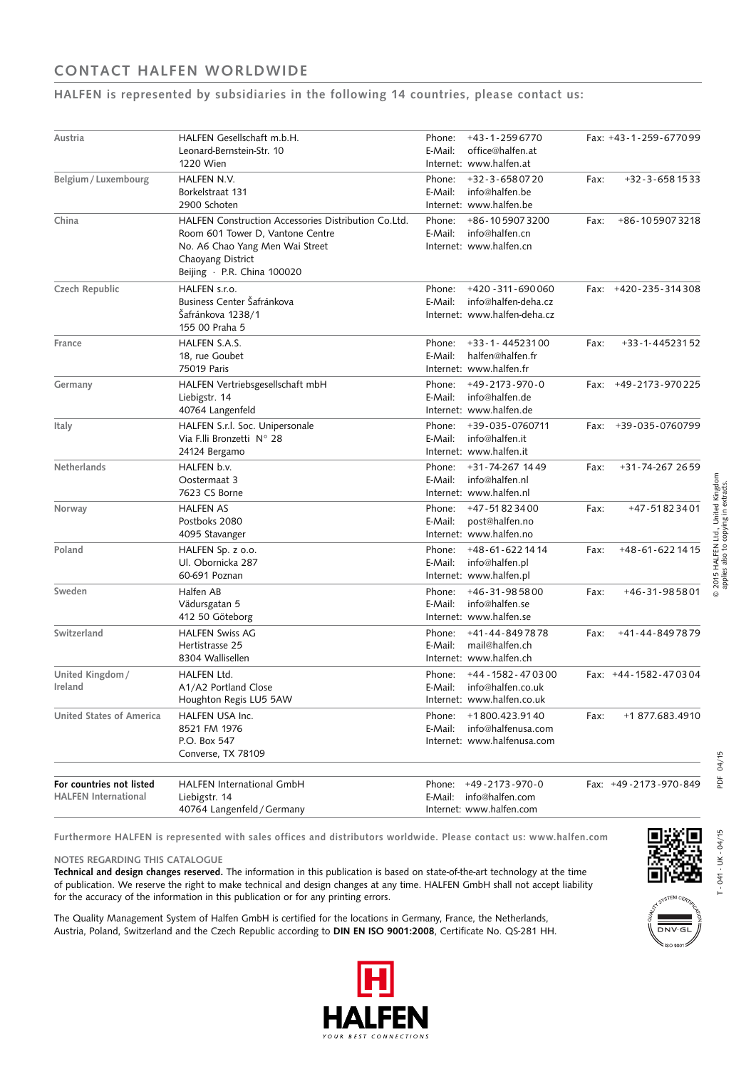## CONTACT HALFEN WORLDWIDE

### HALFEN is represented by subsidiaries in the following 14 countries, please contact us:

| | | | |
|---|---|---|---|
| Austria | HALFEN Gesellschaft m.b.H.<br>Leonard-Bernstein-Str. 10<br>1220 Wien | Phone: +43-1-2596770<br>E-Mail: office@halfen.at<br>Internet: www.halfen.at | Fax: +43-1-259-677099 |
| Belgium / Luxembourg | HALFEN N.V.<br>Borkelstraat 131<br>2900 Schoten | Phone: +32-3-6580720<br>E-Mail: info@halfen.be<br>Internet: www.halfen.be | Fax: +32-3-6581533 |
| China | HALFEN Construction Accessories Distribution Co.Ltd.<br>Room 601 Tower D, Vantone Centre<br>No. A6 Chao Yang Men Wai Street<br>Chaoyang District<br>Beijing · P.R. China 100020 | Phone: +86-1059073200<br>E-Mail: info@halfen.cn<br>Internet: www.halfen.cn | Fax: +86-1059073218 |
| Czech Republic | HALFEN s.r.o.<br>Business Center Šafránkova<br>Šafránkova 1238/1<br>155 00 Praha 5 | Phone: +420-311-690060<br>E-Mail: info@halfen-deha.cz<br>Internet: www.halfen-deha.cz | Fax: +420-235-314308 |
| France | HALFEN S.A.S.<br>18, rue Goubet<br>75019 Paris | Phone: +33-1-44523100<br>E-Mail: halfen@halfen.fr<br>Internet: www.halfen.fr | Fax: +33-1-44523152 |
| Germany | HALFEN Vertriebsgesellschaft mbH<br>Liebigstr. 14<br>40764 Langenfeld | Phone: +49-2173-970-0<br>E-Mail: info@halfen.de<br>Internet: www.halfen.de | Fax: +49-2173-970225 |
| Italy | HALFEN S.r.l. Soc. Unipersonale<br>Via F.lli Bronzetti N° 28<br>24124 Bergamo | Phone: +39-035-0760711<br>E-Mail: info@halfen.it<br>Internet: www.halfen.it | Fax: +39-035-0760799 |
| Netherlands | HALFEN b.v.<br>Oostermaat 3<br>7623 CS Borne | Phone: +31-74-267 1449<br>E-Mail: info@halfen.nl<br>Internet: www.halfen.nl | Fax: +31-74-267 2659 |
| Norway | HALFEN AS<br>Postboks 2080<br>4095 Stavanger | Phone: +47-51823400<br>E-Mail: post@halfen.no<br>Internet: www.halfen.no | Fax: +47-51823401 |
| Poland | HALFEN Sp. z o.o.<br>Ul. Obornicka 287<br>60-691 Poznan | Phone: +48-61-622 1414<br>E-Mail: info@halfen.pl<br>Internet: www.halfen.pl | Fax: +48-61-622 1415 |
| Sweden | Halfen AB<br>Vädursgatan 5<br>412 50 Göteborg | Phone: +46-31-985800<br>E-Mail: info@halfen.se<br>Internet: www.halfen.se | Fax: +46-31-985801 |
| Switzerland | HALFEN Swiss AG<br>Hertistrasse 25<br>8304 Wallisellen | Phone: +41-44-8497878<br>E-Mail: mail@halfen.ch<br>Internet: www.halfen.ch | Fax: +41-44-8497879 |
| United Kingdom / Ireland | HALFEN Ltd.<br>A1/A2 Portland Close<br>Houghton Regis LU5 5AW | Phone: +44-1582-470300<br>E-Mail: info@halfen.co.uk<br>Internet: www.halfen.co.uk | Fax: +44-1582-470304 |
| United States of America | HALFEN USA Inc.<br>8521 FM 1976<br>P.O. Box 547<br>Converse, TX 78109 | Phone: +1 800.423.9140<br>E-Mail: info@halfenusa.com<br>Internet: www.halfenusa.com | Fax: +1 877.683.4910 |
| For countries not listed<br>HALFEN International | HALFEN International GmbH<br>Liebigstr. 14<br>40764 Langenfeld / Germany | Phone: +49-2173-970-0<br>E-Mail: info@halfen.com<br>Internet: www.halfen.com | Fax: +49-2173-970-849 |

Furthermore HALFEN is represented with sales offices and distributors worldwide. Please contact us: www.halfen.com

**NOTES REGARDING THIS CATALOGUE**

**Technical and design changes reserved.** The information in this publication is based on state-of-the-art technology at the time of publication. We reserve the right to make technical and design changes at any time. HALFEN GmbH shall not accept liability for the accuracy of the information in this publication or for any printing errors.

The Quality Management System of Halfen GmbH is certified for the locations in Germany, France, the Netherlands, Austria, Poland, Switzerland and the Czech Republic according to **DIN EN ISO 9001:2008**, Certificate No. QS-281 HH.

© 2015 HALFEN Ltd., United Kingdom applies also to copying in extracts.

PDF 04/15

T - 041 - UK - 04/15

HALFEN
YOUR BEST CONNECTIONS